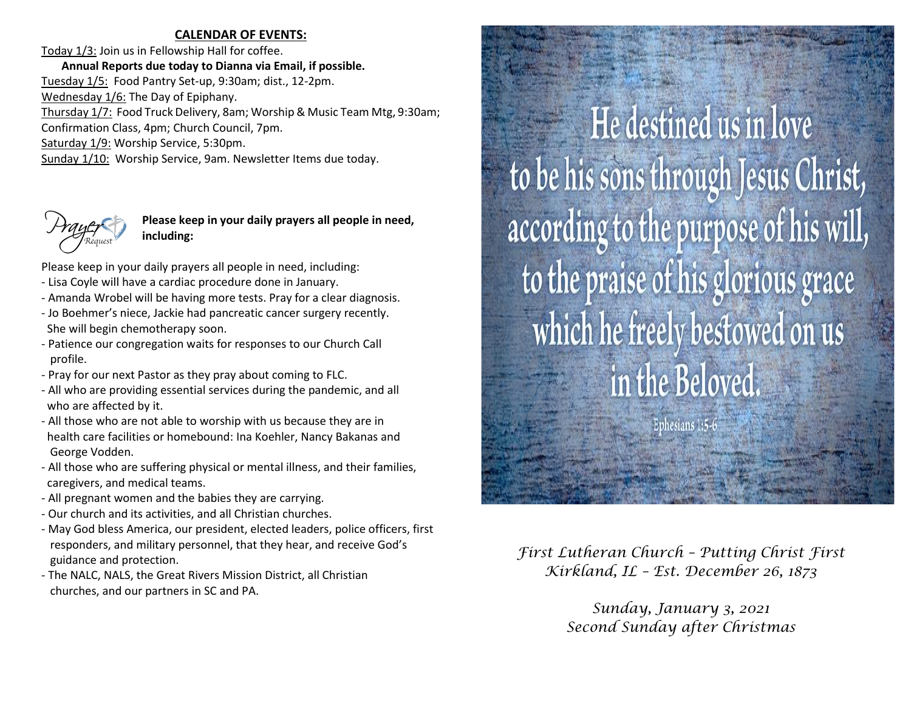## CALENDAR OF EVENTS:

Today 1/3: Join us in Fellowship Hall for coffee.

**Annual Reports due today to Dianna via Email, if possible.**

Tuesday 1/5: Food Pantry Set-up, 9:30am; dist., 12-2pm.

Wednesday 1/6: The Day of Epiphany.

Thursday 1/7: Food Truck Delivery, 8am; Worship & Music Team Mtg, 9:30am; Confirmation Class, 4pm; Church Council, 7pm.

Saturday 1/9: Worship Service, 5:30pm.

Sunday 1/10: Worship Service, 9am. Newsletter Items due today.

Prayer Request

**Please keep in your daily prayers all people in need, including:**

Please keep in your daily prayers all people in need, including:

- Lisa Coyle will have a cardiac procedure done in January.
- Amanda Wrobel will be having more tests. Pray for a clear diagnosis.
- Jo Boehmer's niece, Jackie had pancreatic cancer surgery recently. She will begin chemotherapy soon.
- Patience our congregation waits for responses to our Church Call profile.
- Pray for our next Pastor as they pray about coming to FLC.
- All who are providing essential services during the pandemic, and all who are affected by it.
- All those who are not able to worship with us because they are in health care facilities or homebound: Ina Koehler, Nancy Bakanas and George Vodden.
- All those who are suffering physical or mental illness, and their families, caregivers, and medical teams.
- All pregnant women and the babies they are carrying.
- Our church and its activities, and all Christian churches.
- May God bless America, our president, elected leaders, police officers, first responders, and military personnel, that they hear, and receive God's guidance and protection.
- The NALC, NALS, the Great Rivers Mission District, all Christian churches, and our partners in SC and PA.

He destined us in love to be his sons through Jesus Christ, according to the purpose of his will, to the praise of his glorious grace which he freely bestowed on us in the Beloved.

Ephesians 1:5-6

*First Lutheran Church – Putting Christ First*
*Kirkland, IL – Est. December 26, 1873*

*Sunday, January 3, 2021*
*Second Sunday after Christmas*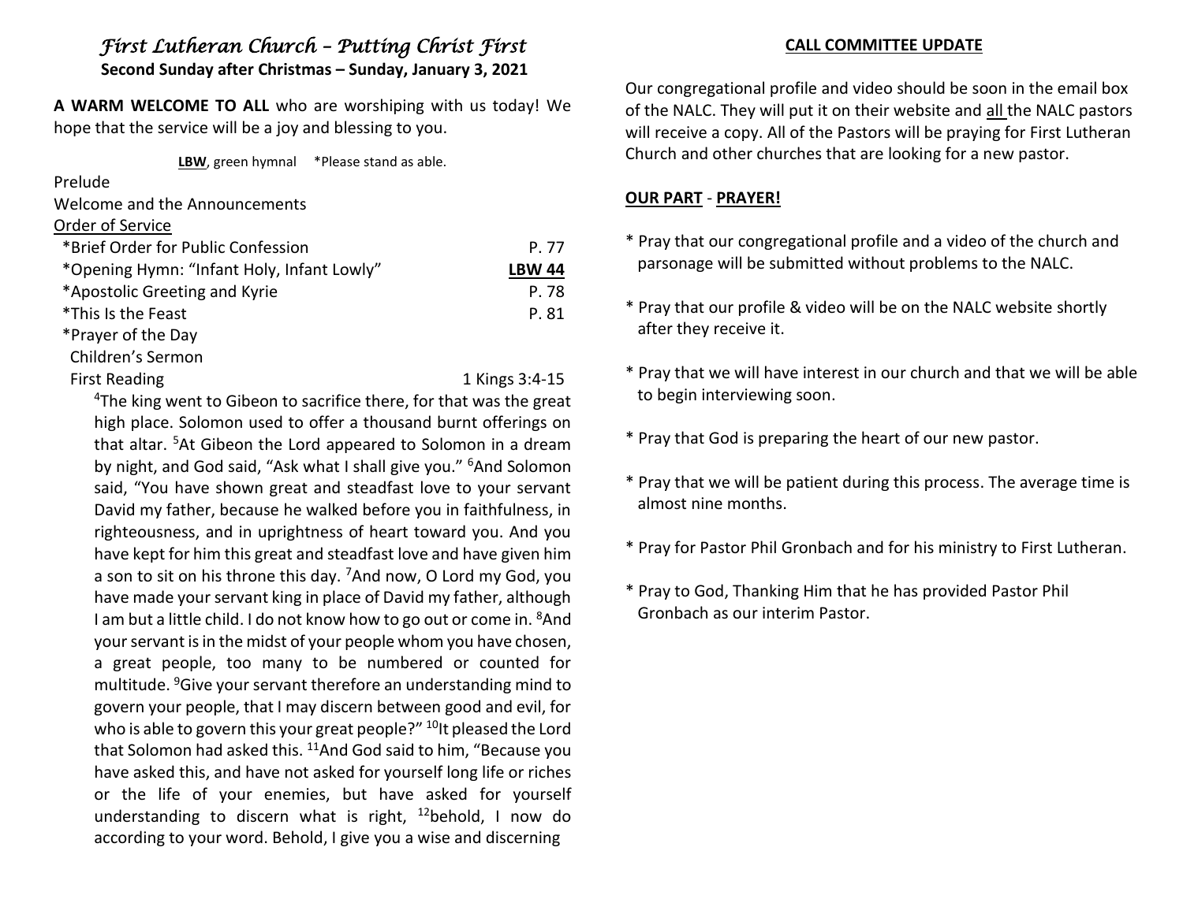# *First Lutheran Church – Putting Christ First*

**Second Sunday after Christmas – Sunday, January 3, 2021**

**A WARM WELCOME TO ALL** who are worshiping with us today! We hope that the service will be a joy and blessing to you.

**LBW**, green hymnal  *Please stand as able.

Prelude

Welcome and the Announcements

Order of Service

*Brief Order for Public Confession P. 77

*Opening Hymn: "Infant Holy, Infant Lowly" **LBW 44**

*Apostolic Greeting and Kyrie P. 78

*This Is the Feast P. 81

*Prayer of the Day

Children's Sermon

First Reading 1 Kings 3:4-15

[4]The king went to Gibeon to sacrifice there, for that was the great high place. Solomon used to offer a thousand burnt offerings on that altar. [5]At Gibeon the Lord appeared to Solomon in a dream by night, and God said, "Ask what I shall give you." [6]And Solomon said, "You have shown great and steadfast love to your servant David my father, because he walked before you in faithfulness, in righteousness, and in uprightness of heart toward you. And you have kept for him this great and steadfast love and have given him a son to sit on his throne this day. [7]And now, O Lord my God, you have made your servant king in place of David my father, although I am but a little child. I do not know how to go out or come in. [8]And your servant is in the midst of your people whom you have chosen, a great people, too many to be numbered or counted for multitude. [9]Give your servant therefore an understanding mind to govern your people, that I may discern between good and evil, for who is able to govern this your great people?" [10]It pleased the Lord that Solomon had asked this. [11]And God said to him, "Because you have asked this, and have not asked for yourself long life or riches or the life of your enemies, but have asked for yourself understanding to discern what is right, [12]behold, I now do according to your word. Behold, I give you a wise and discerning

## CALL COMMITTEE UPDATE

Our congregational profile and video should be soon in the email box of the NALC. They will put it on their website and all the NALC pastors will receive a copy. All of the Pastors will be praying for First Lutheran Church and other churches that are looking for a new pastor.

**OUR PART - PRAYER!**

* Pray that our congregational profile and a video of the church and parsonage will be submitted without problems to the NALC.

* Pray that our profile & video will be on the NALC website shortly after they receive it.

* Pray that we will have interest in our church and that we will be able to begin interviewing soon.

* Pray that God is preparing the heart of our new pastor.

* Pray that we will be patient during this process. The average time is almost nine months.

* Pray for Pastor Phil Gronbach and for his ministry to First Lutheran.

* Pray to God, Thanking Him that he has provided Pastor Phil Gronbach as our interim Pastor.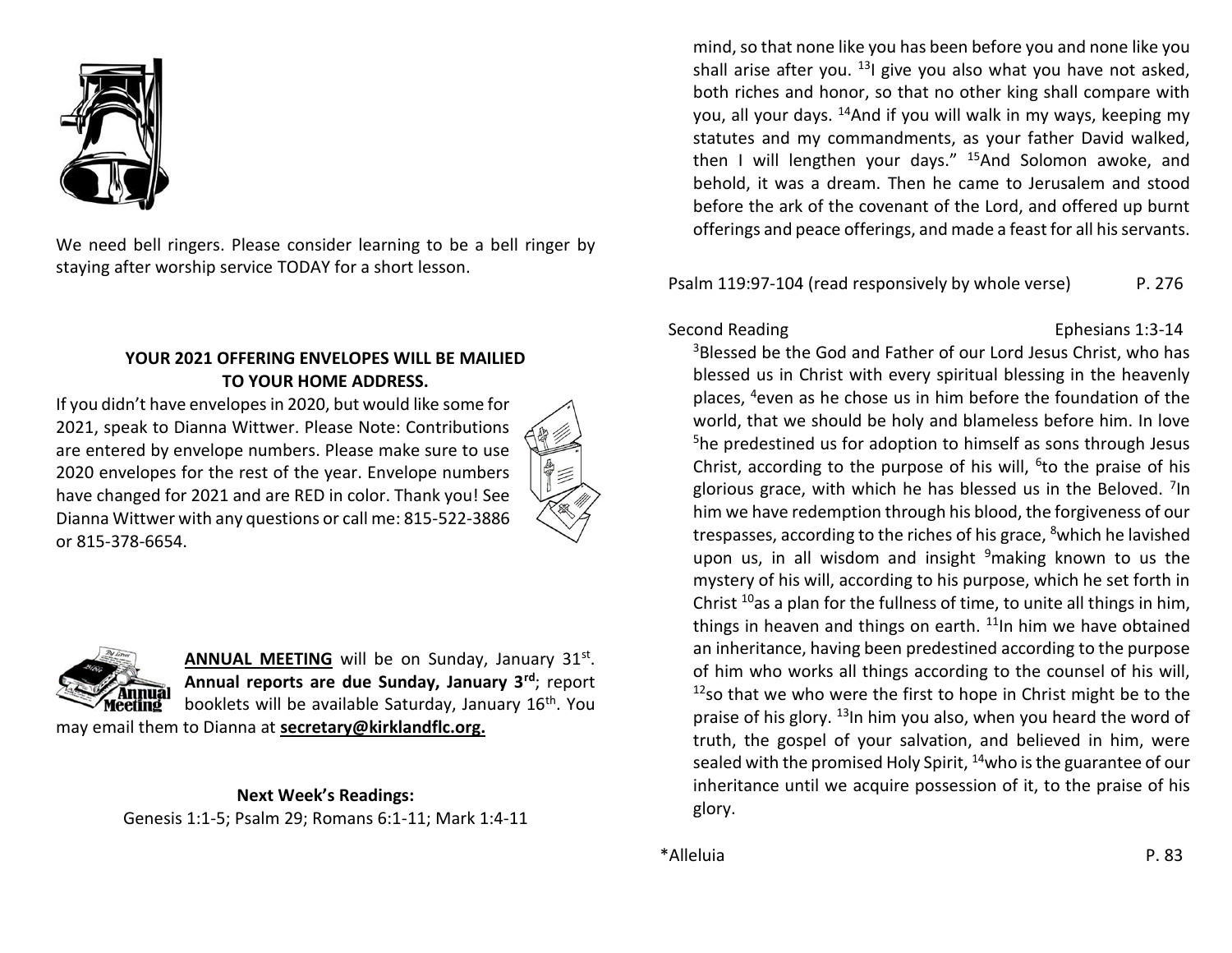We need bell ringers. Please consider learning to be a bell ringer by staying after worship service TODAY for a short lesson.

**YOUR 2021 OFFERING ENVELOPES WILL BE MAILIED TO YOUR HOME ADDRESS.**

If you didn't have envelopes in 2020, but would like some for 2021, speak to Dianna Wittwer. Please Note: Contributions are entered by envelope numbers. Please make sure to use 2020 envelopes for the rest of the year. Envelope numbers have changed for 2021 and are RED in color. Thank you! See Dianna Wittwer with any questions or call me: 815-522-3886 or 815-378-6654.

**ANNUAL MEETING** will be on Sunday, January 31st. **Annual reports are due Sunday, January 3rd**; report booklets will be available Saturday, January 16th. You may email them to Dianna at **secretary@kirklandflc.org.**

**Next Week's Readings:**
Genesis 1:1-5; Psalm 29; Romans 6:1-11; Mark 1:4-11

mind, so that none like you has been before you and none like you shall arise after you. [13]I give you also what you have not asked, both riches and honor, so that no other king shall compare with you, all your days. [14]And if you will walk in my ways, keeping my statutes and my commandments, as your father David walked, then I will lengthen your days." [15]And Solomon awoke, and behold, it was a dream. Then he came to Jerusalem and stood before the ark of the covenant of the Lord, and offered up burnt offerings and peace offerings, and made a feast for all his servants.

Psalm 119:97-104 (read responsively by whole verse) P. 276

Second Reading Ephesians 1:3-14

[3]Blessed be the God and Father of our Lord Jesus Christ, who has blessed us in Christ with every spiritual blessing in the heavenly places, [4]even as he chose us in him before the foundation of the world, that we should be holy and blameless before him. In love [5]he predestined us for adoption to himself as sons through Jesus Christ, according to the purpose of his will, [6]to the praise of his glorious grace, with which he has blessed us in the Beloved. [7]In him we have redemption through his blood, the forgiveness of our trespasses, according to the riches of his grace, [8]which he lavished upon us, in all wisdom and insight [9]making known to us the mystery of his will, according to his purpose, which he set forth in Christ [10]as a plan for the fullness of time, to unite all things in him, things in heaven and things on earth. [11]In him we have obtained an inheritance, having been predestined according to the purpose of him who works all things according to the counsel of his will, [12]so that we who were the first to hope in Christ might be to the praise of his glory. [13]In him you also, when you heard the word of truth, the gospel of your salvation, and believed in him, were sealed with the promised Holy Spirit, [14]who is the guarantee of our inheritance until we acquire possession of it, to the praise of his glory.

*Alleluia P. 83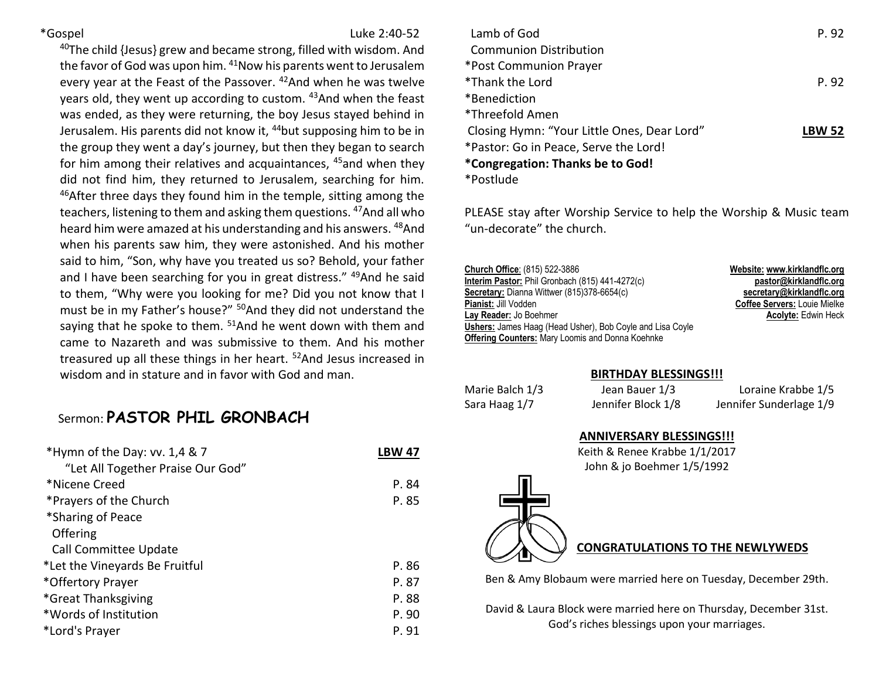\*Gospel Luke 2:40-52

[40]The child {Jesus} grew and became strong, filled with wisdom. And the favor of God was upon him. [41]Now his parents went to Jerusalem every year at the Feast of the Passover. [42]And when he was twelve years old, they went up according to custom. [43]And when the feast was ended, as they were returning, the boy Jesus stayed behind in Jerusalem. His parents did not know it, [44]but supposing him to be in the group they went a day's journey, but then they began to search for him among their relatives and acquaintances, [45]and when they did not find him, they returned to Jerusalem, searching for him. [46]After three days they found him in the temple, sitting among the teachers, listening to them and asking them questions. [47]And all who heard him were amazed at his understanding and his answers. [48]And when his parents saw him, they were astonished. And his mother said to him, "Son, why have you treated us so? Behold, your father and I have been searching for you in great distress." [49]And he said to them, "Why were you looking for me? Did you not know that I must be in my Father's house?" [50]And they did not understand the saying that he spoke to them. [51]And he went down with them and came to Nazareth and was submissive to them. And his mother treasured up all these things in her heart. [52]And Jesus increased in wisdom and in stature and in favor with God and man.

Sermon: **PASTOR PHIL GRONBACH**

| | |
|---|---|
| \*Hymn of the Day: vv. 1,4 & 7 "Let All Together Praise Our God" | **LBW 47** |
| \*Nicene Creed | P. 84 |
| \*Prayers of the Church | P. 85 |
| \*Sharing of Peace | |
| Offering | |
| Call Committee Update | |
| \*Let the Vineyards Be Fruitful | P. 86 |
| \*Offertory Prayer | P. 87 |
| \*Great Thanksgiving | P. 88 |
| \*Words of Institution | P. 90 |
| \*Lord's Prayer | P. 91 |
| Lamb of God | P. 92 |
| Communion Distribution | |
| \*Post Communion Prayer | |
| \*Thank the Lord | P. 92 |
| \*Benediction | |
| \*Threefold Amen | |
| Closing Hymn: "Your Little Ones, Dear Lord" | **LBW 52** |
| \*Pastor: Go in Peace, Serve the Lord! | |
| **\*Congregation: Thanks be to God!** | |
| \*Postlude | |

PLEASE stay after Worship Service to help the Worship & Music team "un-decorate" the church.

**Church Office**: (815) 522-3886
**Interim Pastor:** Phil Gronbach (815) 441-4272(c)
**Secretary:** Dianna Wittwer (815)378-6654(c)
**Pianist:** Jill Vodden
**Lay Reader:** Jo Boehmer
**Ushers:** James Haag (Head Usher), Bob Coyle and Lisa Coyle
**Offering Counters:** Mary Loomis and Donna Koehnke

**Website: www.kirklandflc.org**
**pastor@kirklandflc.org**
**secretary@kirklandflc.org**
**Coffee Servers:** Louie Mielke
**Acolyte:** Edwin Heck

**BIRTHDAY BLESSINGS!!!**

| | | |
|---|---|---|
| Marie Balch 1/3 | Jean Bauer 1/3 | Loraine Krabbe 1/5 |
| Sara Haag 1/7 | Jennifer Block 1/8 | Jennifer Sunderlage 1/9 |

**ANNIVERSARY BLESSINGS!!!**

Keith & Renee Krabbe 1/1/2017
John & jo Boehmer 1/5/1992

**CONGRATULATIONS TO THE NEWLYWEDS**

Ben & Amy Blobaum were married here on Tuesday, December 29th.

David & Laura Block were married here on Thursday, December 31st.
God's riches blessings upon your marriages.